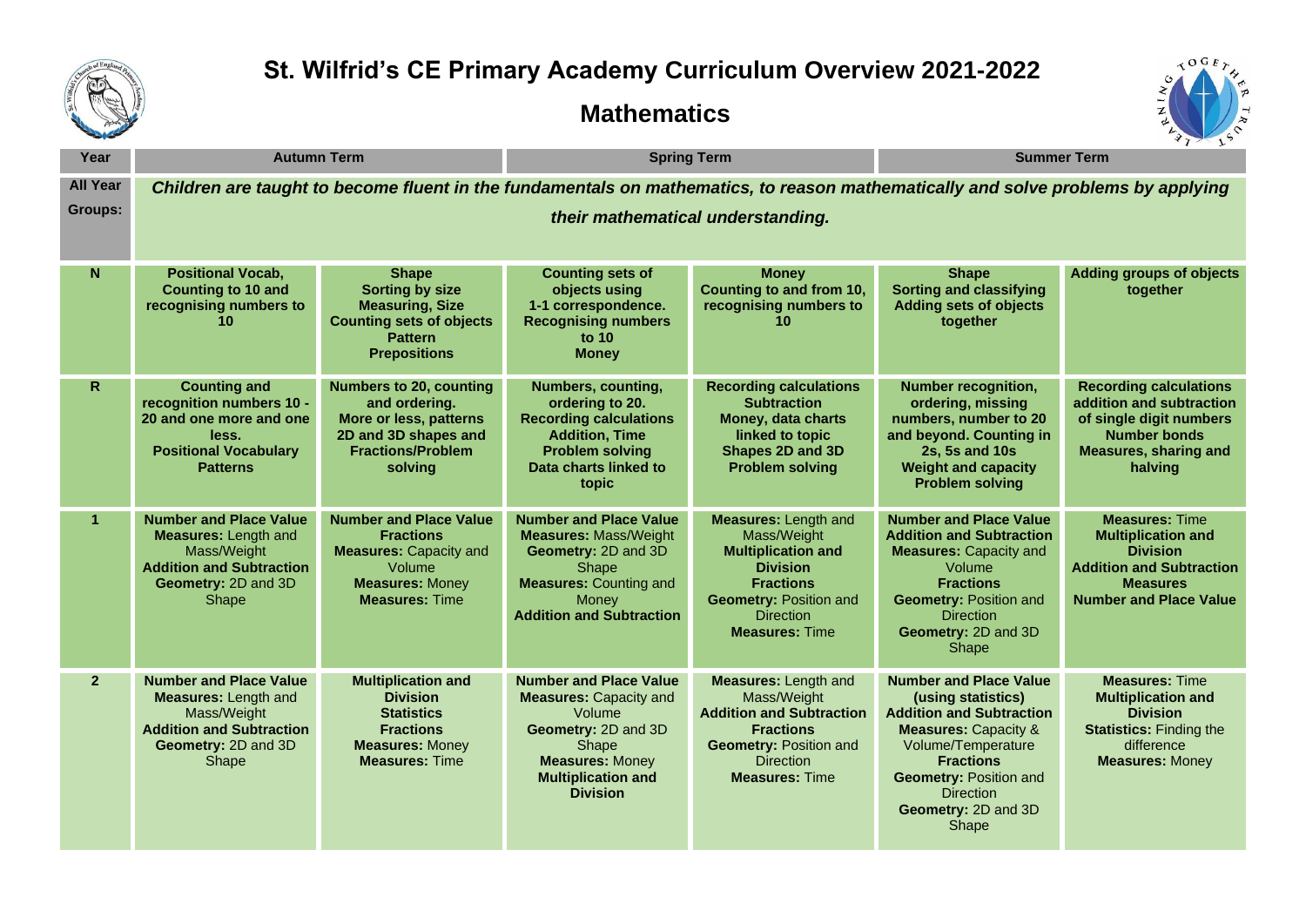# St. Wilfrid's CE Primary Academy Curriculum Overview 2021-2022

## Mathematics

| Year | Autumn Term | | Spring Term | | Summer Term | |
|---|---|---|---|---|---|---|
| **All Year Groups:** | ***Children are taught to become fluent in the fundamentals on mathematics, to reason mathematically and solve problems by applying their mathematical understanding.*** | | | | | |
| **N** | **Positional Vocab, Counting to 10 and recognising numbers to 10** | **Shape Sorting by size Measuring, Size Counting sets of objects Pattern Prepositions** | **Counting sets of objects using 1-1 correspondence. Recognising numbers to 10 Money** | **Money Counting to and from 10, recognising numbers to 10** | **Shape Sorting and classifying Adding sets of objects together** | **Adding groups of objects together** |
| **R** | **Counting and recognition numbers 10 - 20 and one more and one less. Positional Vocabulary Patterns** | **Numbers to 20, counting and ordering. More or less, patterns 2D and 3D shapes and Fractions/Problem solving** | **Numbers, counting, ordering to 20. Recording calculations Addition, Time Problem solving Data charts linked to topic** | **Recording calculations Subtraction Money, data charts linked to topic Shapes 2D and 3D Problem solving** | **Number recognition, ordering, missing numbers, number to 20 and beyond. Counting in 2s, 5s and 10s Weight and capacity Problem solving** | **Recording calculations addition and subtraction of single digit numbers Number bonds Measures, sharing and halving** |
| **1** | **Number and Place Value** **Measures:** Length and Mass/Weight **Addition and Subtraction** **Geometry:** 2D and 3D Shape | **Number and Place Value** **Fractions** **Measures:** Capacity and Volume **Measures:** Money **Measures:** Time | **Number and Place Value** **Measures:** Mass/Weight **Geometry:** 2D and 3D Shape **Measures:** Counting and Money **Addition and Subtraction** | **Measures:** Length and Mass/Weight **Multiplication and Division** **Fractions** **Geometry:** Position and Direction **Measures:** Time | **Number and Place Value** **Addition and Subtraction** **Measures:** Capacity and Volume **Fractions** **Geometry:** Position and Direction **Geometry:** 2D and 3D Shape | **Measures:** Time **Multiplication and Division** **Addition and Subtraction** **Measures** **Number and Place Value** |
| **2** | **Number and Place Value** **Measures:** Length and Mass/Weight **Addition and Subtraction** **Geometry:** 2D and 3D Shape | **Multiplication and Division** **Statistics** **Fractions** **Measures:** Money **Measures:** Time | **Number and Place Value** **Measures:** Capacity and Volume **Geometry:** 2D and 3D Shape **Measures:** Money **Multiplication and Division** | **Measures:** Length and Mass/Weight **Addition and Subtraction** **Fractions** **Geometry:** Position and Direction **Measures:** Time | **Number and Place Value (using statistics)** **Addition and Subtraction** **Measures:** Capacity & Volume/Temperature **Fractions** **Geometry:** Position and Direction **Geometry:** 2D and 3D Shape | **Measures:** Time **Multiplication and Division** **Statistics:** Finding the difference **Measures:** Money |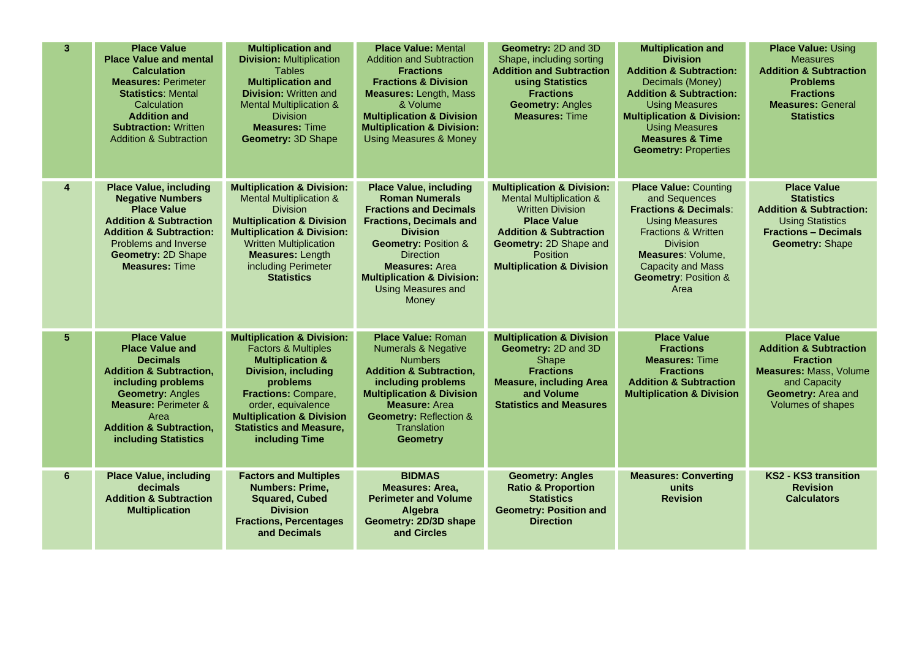| | | | | | | |
|---|---|---|---|---|---|---|
| **3** | **Place Value** **Place Value and mental Calculation** **Measures:** Perimeter **Statistics**: Mental Calculation **Addition and Subtraction:** Written Addition & Subtraction | **Multiplication and Division:** Multiplication Tables **Multiplication and Division:** Written and Mental Multiplication & Division **Measures:** Time **Geometry:** 3D Shape | **Place Value:** Mental Addition and Subtraction **Fractions** **Fractions & Division** **Measures:** Length, Mass & Volume **Multiplication & Division** **Multiplication & Division:** Using Measures & Money | **Geometry:** 2D and 3D Shape, including sorting **Addition and Subtraction using Statistics** **Fractions** **Geometry:** Angles **Measures:** Time | **Multiplication and Division** **Addition & Subtraction:** Decimals (Money) **Addition & Subtraction:** Using Measures **Multiplication & Division:** Using Measures **Measures & Time** **Geometry:** Properties | **Place Value:** Using Measures **Addition & Subtraction Problems** **Fractions** **Measures:** General **Statistics** |
| **4** | **Place Value, including Negative Numbers** **Place Value** **Addition & Subtraction** **Addition & Subtraction:** Problems and Inverse **Geometry:** 2D Shape **Measures:** Time | **Multiplication & Division:** Mental Multiplication & Division **Multiplication & Division** **Multiplication & Division:** Written Multiplication **Measures:** Length including Perimeter **Statistics** | **Place Value, including Roman Numerals** **Fractions and Decimals** **Fractions, Decimals and Division** **Geometry:** Position & Direction **Measures:** Area **Multiplication & Division:** Using Measures and Money | **Multiplication & Division:** Mental Multiplication & Written Division **Place Value** **Addition & Subtraction** **Geometry:** 2D Shape and Position **Multiplication & Division** | **Place Value:** Counting and Sequences **Fractions & Decimals**: Using Measures Fractions & Written Division **Measures**: Volume, Capacity and Mass **Geometry**: Position & Area | **Place Value** **Statistics** **Addition & Subtraction:** Using Statistics **Fractions – Decimals** **Geometry:** Shape |
| **5** | **Place Value** **Place Value and Decimals** **Addition & Subtraction, including problems** **Geometry:** Angles **Measure:** Perimeter & Area **Addition & Subtraction, including Statistics** | **Multiplication & Division:** Factors & Multiples **Multiplication & Division, including problems** **Fractions:** Compare, order, equivalence **Multiplication & Division** **Statistics and Measure, including Time** | **Place Value:** Roman Numerals & Negative Numbers **Addition & Subtraction, including problems** **Multiplication & Division** **Measure:** Area **Geometry:** Reflection & Translation **Geometry** | **Multiplication & Division** **Geometry:** 2D and 3D Shape **Fractions** **Measure, including Area and Volume** **Statistics and Measures** | **Place Value** **Fractions** **Measures:** Time **Fractions** **Addition & Subtraction** **Multiplication & Division** | **Place Value** **Addition & Subtraction** **Fraction** **Measures:** Mass, Volume and Capacity **Geometry:** Area and Volumes of shapes |
| **6** | **Place Value, including decimals** **Addition & Subtraction** **Multiplication** | **Factors and Multiples** **Numbers: Prime, Squared, Cubed** **Division** **Fractions, Percentages and Decimals** | **BIDMAS** **Measures: Area, Perimeter and Volume** **Algebra** **Geometry: 2D/3D shape and Circles** | **Geometry: Angles** **Ratio & Proportion** **Statistics** **Geometry: Position and Direction** | **Measures: Converting units** **Revision** | **KS2 - KS3 transition** **Revision** **Calculators** |